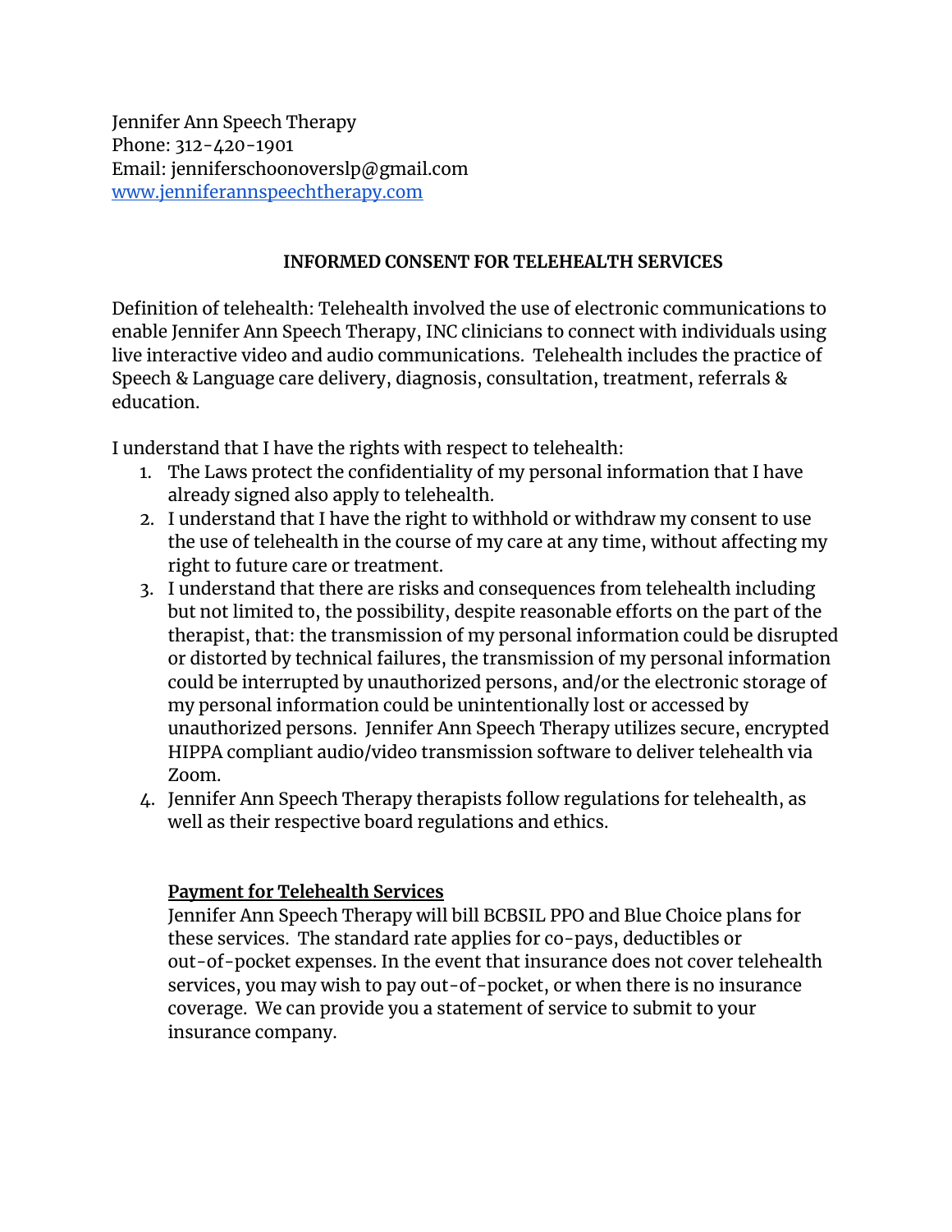Jennifer Ann Speech Therapy
Phone: 312-420-1901
Email: jenniferschoonoverslp@gmail.com
[www.jenniferannspeechtherapy.com](http://www.jenniferannspeechtherapy.com)

## INFORMED CONSENT FOR TELEHEALTH SERVICES

Definition of telehealth: Telehealth involved the use of electronic communications to enable Jennifer Ann Speech Therapy, INC clinicians to connect with individuals using live interactive video and audio communications. Telehealth includes the practice of Speech & Language care delivery, diagnosis, consultation, treatment, referrals & education.

I understand that I have the rights with respect to telehealth:

1. The Laws protect the confidentiality of my personal information that I have already signed also apply to telehealth.
2. I understand that I have the right to withhold or withdraw my consent to use the use of telehealth in the course of my care at any time, without affecting my right to future care or treatment.
3. I understand that there are risks and consequences from telehealth including but not limited to, the possibility, despite reasonable efforts on the part of the therapist, that: the transmission of my personal information could be disrupted or distorted by technical failures, the transmission of my personal information could be interrupted by unauthorized persons, and/or the electronic storage of my personal information could be unintentionally lost or accessed by unauthorized persons. Jennifer Ann Speech Therapy utilizes secure, encrypted HIPPA compliant audio/video transmission software to deliver telehealth via Zoom.
4. Jennifer Ann Speech Therapy therapists follow regulations for telehealth, as well as their respective board regulations and ethics.

**Payment for Telehealth Services**

Jennifer Ann Speech Therapy will bill BCBSIL PPO and Blue Choice plans for these services. The standard rate applies for co-pays, deductibles or out-of-pocket expenses. In the event that insurance does not cover telehealth services, you may wish to pay out-of-pocket, or when there is no insurance coverage. We can provide you a statement of service to submit to your insurance company.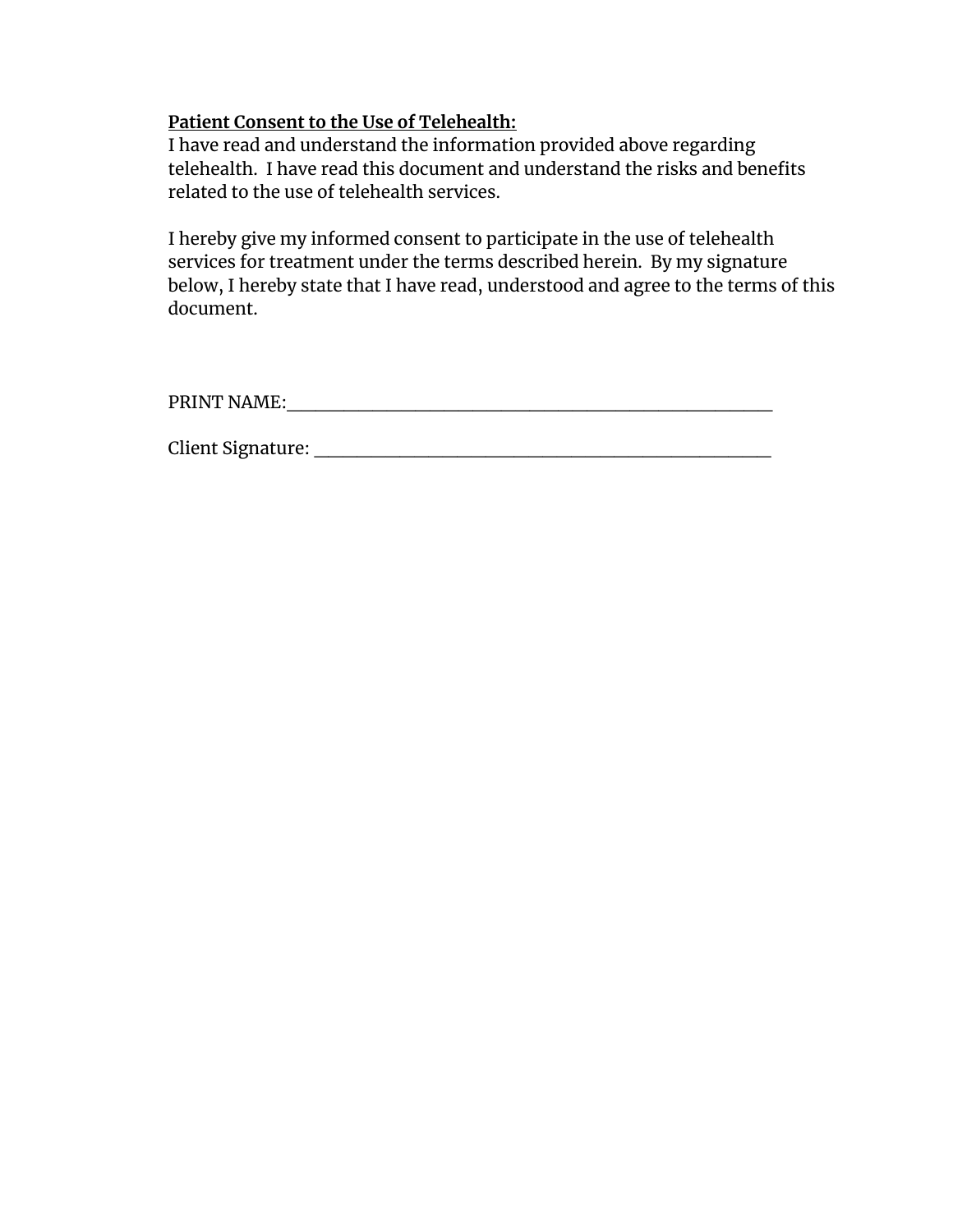**<u>Patient Consent to the Use of Telehealth:</u>**
I have read and understand the information provided above regarding telehealth. I have read this document and understand the risks and benefits related to the use of telehealth services.

I hereby give my informed consent to participate in the use of telehealth services for treatment under the terms described herein. By my signature below, I hereby state that I have read, understood and agree to the terms of this document.

PRINT NAME:_______________________________________________

Client Signature: ____________________________________________